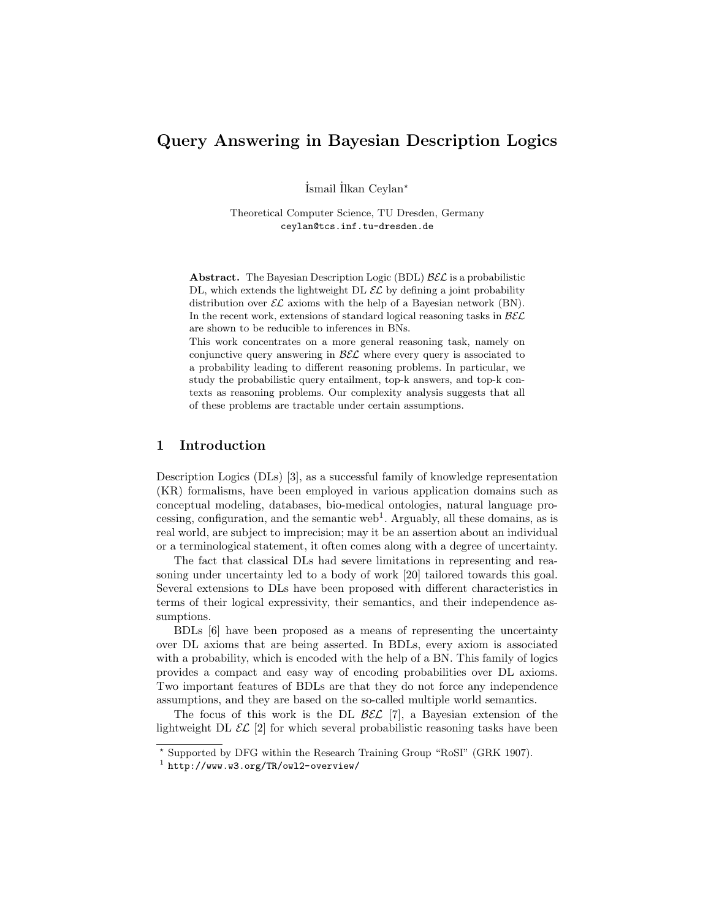# Query Answering in Bayesian Description Logics

İsmail İlkan Ceylan*

Theoretical Computer Science, TU Dresden, Germany
ceylan@tcs.inf.tu-dresden.de

**Abstract.** The Bayesian Description Logic (BDL) $\mathcal{BEL}$ is a probabilistic DL, which extends the lightweight DL $\mathcal{EL}$ by defining a joint probability distribution over $\mathcal{EL}$ axioms with the help of a Bayesian network (BN). In the recent work, extensions of standard logical reasoning tasks in $\mathcal{BEL}$ are shown to be reducible to inferences in BNs.
This work concentrates on a more general reasoning task, namely on conjunctive query answering in $\mathcal{BEL}$ where every query is associated to a probability leading to different reasoning problems. In particular, we study the probabilistic query entailment, top-k answers, and top-k contexts as reasoning problems. Our complexity analysis suggests that all of these problems are tractable under certain assumptions.

## 1 Introduction

Description Logics (DLs) [3], as a successful family of knowledge representation (KR) formalisms, have been employed in various application domains such as conceptual modeling, databases, bio-medical ontologies, natural language processing, configuration, and the semantic web[1]. Arguably, all these domains, as is real world, are subject to imprecision; may it be an assertion about an individual or a terminological statement, it often comes along with a degree of uncertainty.

The fact that classical DLs had severe limitations in representing and reasoning under uncertainty led to a body of work [20] tailored towards this goal. Several extensions to DLs have been proposed with different characteristics in terms of their logical expressivity, their semantics, and their independence assumptions.

BDLs [6] have been proposed as a means of representing the uncertainty over DL axioms that are being asserted. In BDLs, every axiom is associated with a probability, which is encoded with the help of a BN. This family of logics provides a compact and easy way of encoding probabilities over DL axioms. Two important features of BDLs are that they do not force any independence assumptions, and they are based on the so-called multiple world semantics.

The focus of this work is the DL $\mathcal{BEL}$ [7], a Bayesian extension of the lightweight DL $\mathcal{EL}$ [2] for which several probabilistic reasoning tasks have been

* Supported by DFG within the Research Training Group "RoSI" (GRK 1907).

[1] http://www.w3.org/TR/owl2-overview/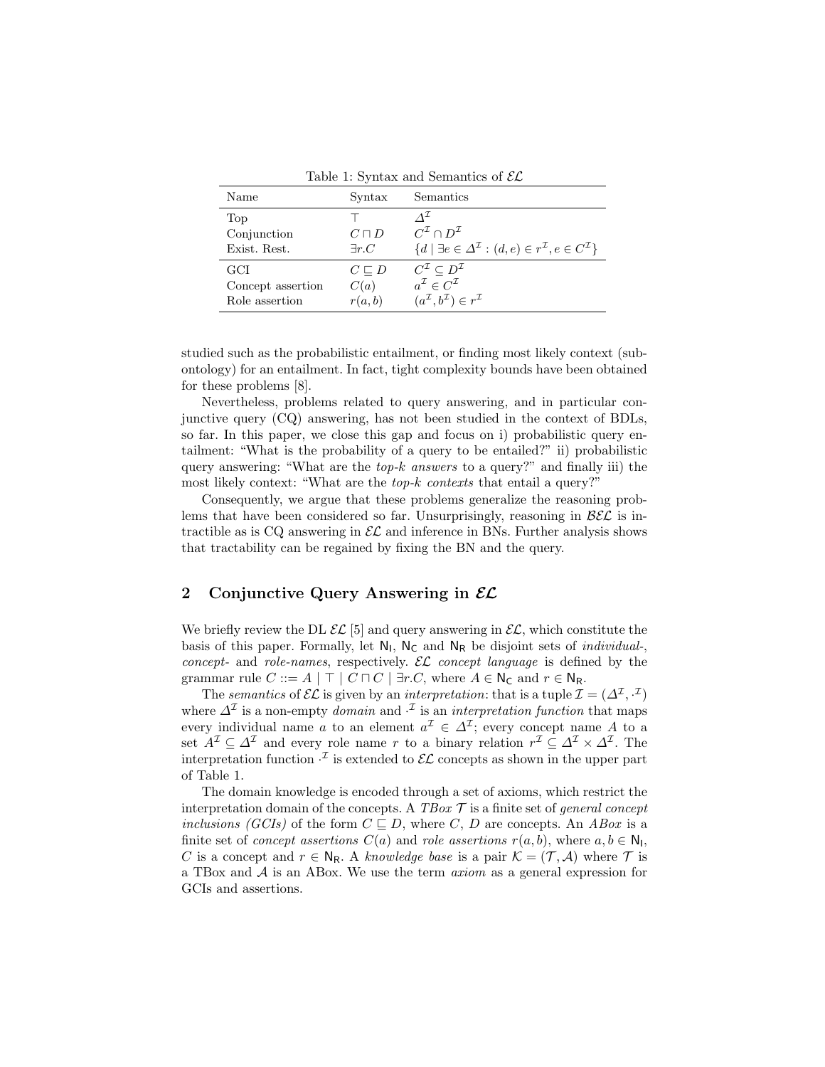Table 1: Syntax and Semantics of $\mathcal{EL}$

| Name | Syntax | Semantics |
| --- | --- | --- |
| Top | $\top$ | $\Delta^{\mathcal{I}}$ |
| Conjunction | $C \sqcap D$ | $C^{\mathcal{I}} \cap D^{\mathcal{I}}$ |
| Exist. Rest. | $\exists r.C$ | $\{d \mid \exists e \in \Delta^{\mathcal{I}} : (d,e) \in r^{\mathcal{I}}, e \in C^{\mathcal{I}}\}$ |
| GCI | $C \sqsubseteq D$ | $C^{\mathcal{I}} \subseteq D^{\mathcal{I}}$ |
| Concept assertion | $C(a)$ | $a^{\mathcal{I}} \in C^{\mathcal{I}}$ |
| Role assertion | $r(a,b)$ | $(a^{\mathcal{I}}, b^{\mathcal{I}}) \in r^{\mathcal{I}}$ |

studied such as the probabilistic entailment, or finding most likely context (sub-ontology) for an entailment. In fact, tight complexity bounds have been obtained for these problems [8].

Nevertheless, problems related to query answering, and in particular conjunctive query (CQ) answering, has not been studied in the context of BDLs, so far. In this paper, we close this gap and focus on i) probabilistic query entailment: "What is the probability of a query to be entailed?" ii) probabilistic query answering: "What are the *top-k answers* to a query?" and finally iii) the most likely context: "What are the *top-k contexts* that entail a query?"

Consequently, we argue that these problems generalize the reasoning problems that have been considered so far. Unsurprisingly, reasoning in $\mathcal{BEL}$ is intractible as is CQ answering in $\mathcal{EL}$ and inference in BNs. Further analysis shows that tractability can be regained by fixing the BN and the query.

## 2 Conjunctive Query Answering in $\mathcal{EL}$

We briefly review the DL $\mathcal{EL}$ [5] and query answering in $\mathcal{EL}$, which constitute the basis of this paper. Formally, let $\mathsf{N_I}$, $\mathsf{N_C}$ and $\mathsf{N_R}$ be disjoint sets of *individual-*, *concept-* and *role-names*, respectively. $\mathcal{EL}$ *concept language* is defined by the grammar rule $C ::= A \mid \top \mid C \sqcap C \mid \exists r.C$, where $A \in \mathsf{N_C}$ and $r \in \mathsf{N_R}$.

The *semantics* of $\mathcal{EL}$ is given by an *interpretation*: that is a tuple $\mathcal{I} = (\Delta^{\mathcal{I}}, \cdot^{\mathcal{I}})$ where $\Delta^{\mathcal{I}}$ is a non-empty *domain* and $\cdot^{\mathcal{I}}$ is an *interpretation function* that maps every individual name $a$ to an element $a^{\mathcal{I}} \in \Delta^{\mathcal{I}}$; every concept name $A$ to a set $A^{\mathcal{I}} \subseteq \Delta^{\mathcal{I}}$ and every role name $r$ to a binary relation $r^{\mathcal{I}} \subseteq \Delta^{\mathcal{I}} \times \Delta^{\mathcal{I}}$. The interpretation function $\cdot^{\mathcal{I}}$ is extended to $\mathcal{EL}$ concepts as shown in the upper part of Table 1.

The domain knowledge is encoded through a set of axioms, which restrict the interpretation domain of the concepts. A *TBox* $\mathcal{T}$ is a finite set of *general concept inclusions (GCIs)* of the form $C \sqsubseteq D$, where $C$, $D$ are concepts. An *ABox* is a finite set of *concept assertions* $C(a)$ and *role assertions* $r(a,b)$, where $a, b \in \mathsf{N_I}$, $C$ is a concept and $r \in \mathsf{N_R}$. A *knowledge base* is a pair $\mathcal{K} = (\mathcal{T}, \mathcal{A})$ where $\mathcal{T}$ is a TBox and $\mathcal{A}$ is an ABox. We use the term *axiom* as a general expression for GCIs and assertions.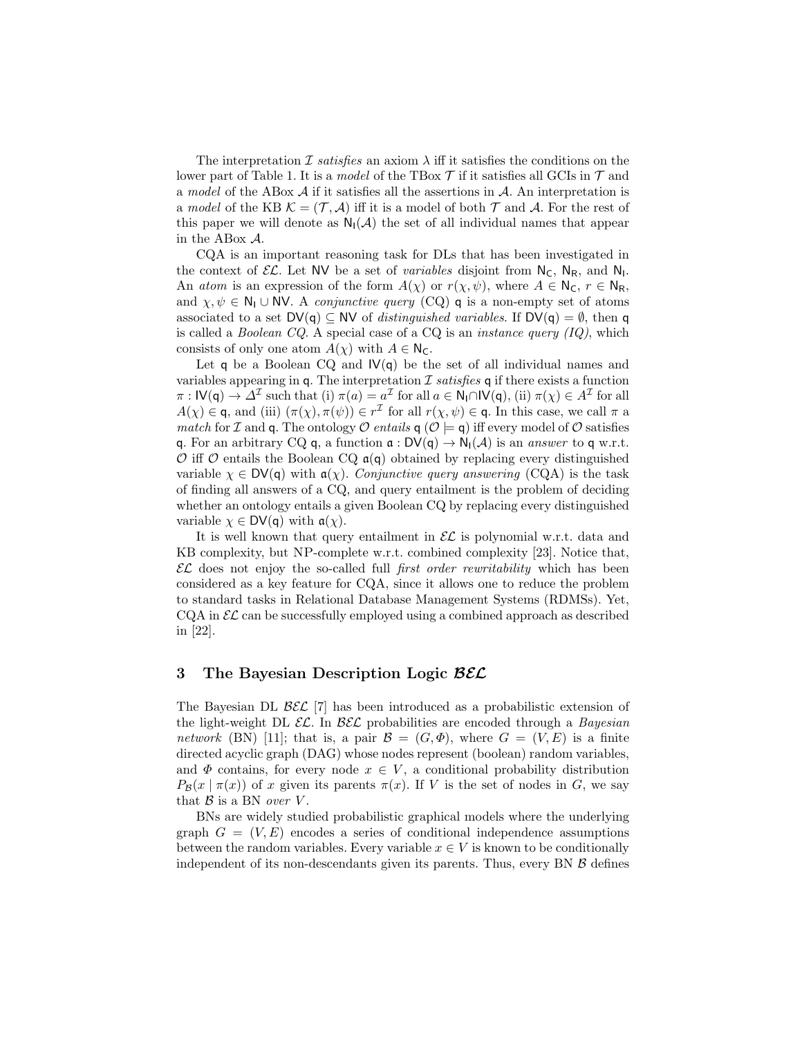The interpretation $\mathcal{I}$ *satisfies* an axiom $\lambda$ iff it satisfies the conditions on the lower part of Table 1. It is a *model* of the TBox $\mathcal{T}$ if it satisfies all GCIs in $\mathcal{T}$ and a *model* of the ABox $\mathcal{A}$ if it satisfies all the assertions in $\mathcal{A}$. An interpretation is a *model* of the KB $\mathcal{K} = (\mathcal{T}, \mathcal{A})$ iff it is a model of both $\mathcal{T}$ and $\mathcal{A}$. For the rest of this paper we will denote as $\mathsf{N_I}(\mathcal{A})$ the set of all individual names that appear in the ABox $\mathcal{A}$.

CQA is an important reasoning task for DLs that has been investigated in the context of $\mathcal{EL}$. Let $\mathsf{NV}$ be a set of *variables* disjoint from $\mathsf{N_C}$, $\mathsf{N_R}$, and $\mathsf{N_I}$. An *atom* is an expression of the form $A(\chi)$ or $r(\chi, \psi)$, where $A \in \mathsf{N_C}$, $r \in \mathsf{N_R}$, and $\chi, \psi \in \mathsf{N_I} \cup \mathsf{NV}$. A *conjunctive query* (CQ) $\mathsf{q}$ is a non-empty set of atoms associated to a set $\mathsf{DV}(\mathsf{q}) \subseteq \mathsf{NV}$ of *distinguished variables*. If $\mathsf{DV}(\mathsf{q}) = \emptyset$, then $\mathsf{q}$ is called a *Boolean CQ*. A special case of a CQ is an *instance query (IQ)*, which consists of only one atom $A(\chi)$ with $A \in \mathsf{N_C}$.

Let $\mathsf{q}$ be a Boolean CQ and $\mathsf{IV}(\mathsf{q})$ be the set of all individual names and variables appearing in $\mathsf{q}$. The interpretation $\mathcal{I}$ *satisfies* $\mathsf{q}$ if there exists a function $\pi : \mathsf{IV}(\mathsf{q}) \to \Delta^{\mathcal{I}}$ such that (i) $\pi(a) = a^{\mathcal{I}}$ for all $a \in \mathsf{N_I} \cap \mathsf{IV}(\mathsf{q})$, (ii) $\pi(\chi) \in A^{\mathcal{I}}$ for all $A(\chi) \in \mathsf{q}$, and (iii) $(\pi(\chi), \pi(\psi)) \in r^{\mathcal{I}}$ for all $r(\chi, \psi) \in \mathsf{q}$. In this case, we call $\pi$ a *match* for $\mathcal{I}$ and $\mathsf{q}$. The ontology $\mathcal{O}$ *entails* $\mathsf{q}$ ($\mathcal{O} \models \mathsf{q}$) iff every model of $\mathcal{O}$ satisfies $\mathsf{q}$. For an arbitrary CQ $\mathsf{q}$, a function $\mathfrak{a} : \mathsf{DV}(\mathsf{q}) \to \mathsf{N_I}(\mathcal{A})$ is an *answer* to $\mathsf{q}$ w.r.t. $\mathcal{O}$ iff $\mathcal{O}$ entails the Boolean CQ $\mathfrak{a}(\mathsf{q})$ obtained by replacing every distinguished variable $\chi \in \mathsf{DV}(\mathsf{q})$ with $\mathfrak{a}(\chi)$. *Conjunctive query answering* (CQA) is the task of finding all answers of a CQ, and query entailment is the problem of deciding whether an ontology entails a given Boolean CQ by replacing every distinguished variable $\chi \in \mathsf{DV}(\mathsf{q})$ with $\mathfrak{a}(\chi)$.

It is well known that query entailment in $\mathcal{EL}$ is polynomial w.r.t. data and KB complexity, but NP-complete w.r.t. combined complexity [23]. Notice that, $\mathcal{EL}$ does not enjoy the so-called full *first order rewritability* which has been considered as a key feature for CQA, since it allows one to reduce the problem to standard tasks in Relational Database Management Systems (RDMSs). Yet, CQA in $\mathcal{EL}$ can be successfully employed using a combined approach as described in [22].

## 3 The Bayesian Description Logic $\mathcal{BEL}$

The Bayesian DL $\mathcal{BEL}$ [7] has been introduced as a probabilistic extension of the light-weight DL $\mathcal{EL}$. In $\mathcal{BEL}$ probabilities are encoded through a *Bayesian network* (BN) [11]; that is, a pair $\mathcal{B} = (G, \Phi)$, where $G = (V, E)$ is a finite directed acyclic graph (DAG) whose nodes represent (boolean) random variables, and $\Phi$ contains, for every node $x \in V$, a conditional probability distribution $P_{\mathcal{B}}(x \mid \pi(x))$ of $x$ given its parents $\pi(x)$. If $V$ is the set of nodes in $G$, we say that $\mathcal{B}$ is a BN *over* $V$.

BNs are widely studied probabilistic graphical models where the underlying graph $G = (V, E)$ encodes a series of conditional independence assumptions between the random variables. Every variable $x \in V$ is known to be conditionally independent of its non-descendants given its parents. Thus, every BN $\mathcal{B}$ defines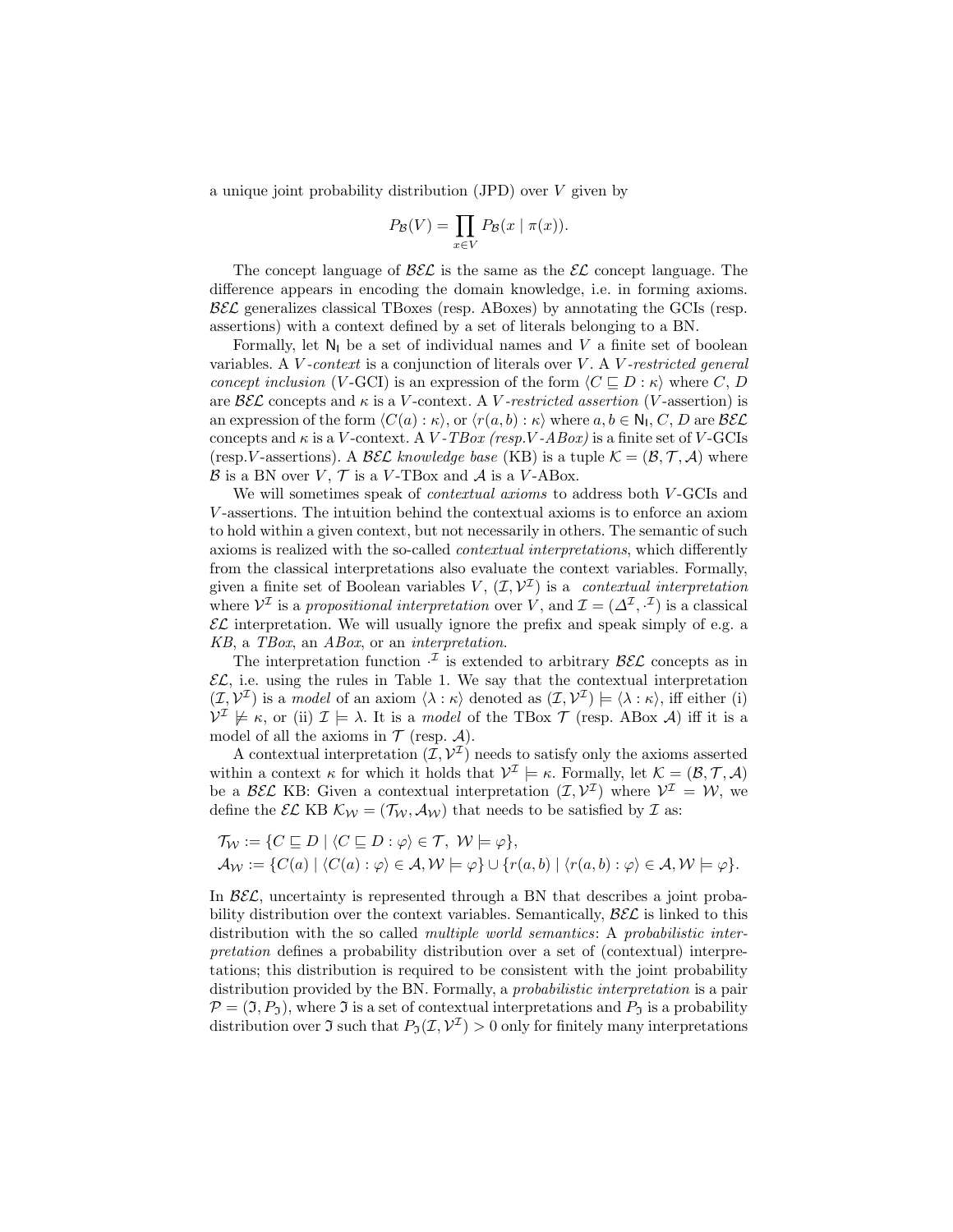a unique joint probability distribution (JPD) over $V$ given by

$$P_{\mathcal{B}}(V) = \prod_{x \in V} P_{\mathcal{B}}(x \mid \pi(x)).$$

The concept language of $\mathcal{BEL}$ is the same as the $\mathcal{EL}$ concept language. The difference appears in encoding the domain knowledge, i.e. in forming axioms. $\mathcal{BEL}$ generalizes classical TBoxes (resp. ABoxes) by annotating the GCIs (resp. assertions) with a context defined by a set of literals belonging to a BN.

Formally, let $\mathsf{N_I}$ be a set of individual names and $V$ a finite set of boolean variables. A *$V$-context* is a conjunction of literals over $V$. A *$V$-restricted general concept inclusion* ($V$-GCI) is an expression of the form $\langle C \sqsubseteq D : \kappa \rangle$ where $C$, $D$ are $\mathcal{BEL}$ concepts and $\kappa$ is a $V$-context. A *$V$-restricted assertion* ($V$-assertion) is an expression of the form $\langle C(a) : \kappa \rangle$, or $\langle r(a, b) : \kappa \rangle$ where $a, b \in \mathsf{N_I}$, $C$, $D$ are $\mathcal{BEL}$ concepts and $\kappa$ is a $V$-context. A *$V$-TBox (resp.$V$-ABox)* is a finite set of $V$-GCIs (resp.$V$-assertions). A $\mathcal{BEL}$ *knowledge base* (KB) is a tuple $\mathcal{K} = (\mathcal{B}, \mathcal{T}, \mathcal{A})$ where $\mathcal{B}$ is a BN over $V$, $\mathcal{T}$ is a $V$-TBox and $\mathcal{A}$ is a $V$-ABox.

We will sometimes speak of *contextual axioms* to address both $V$-GCIs and $V$-assertions. The intuition behind the contextual axioms is to enforce an axiom to hold within a given context, but not necessarily in others. The semantic of such axioms is realized with the so-called *contextual interpretations*, which differently from the classical interpretations also evaluate the context variables. Formally, given a finite set of Boolean variables $V$, $(\mathcal{I}, \mathcal{V}^{\mathcal{I}})$ is a *contextual interpretation* where $\mathcal{V}^{\mathcal{I}}$ is a *propositional interpretation* over $V$, and $\mathcal{I} = (\Delta^{\mathcal{I}}, \cdot^{\mathcal{I}})$ is a classical $\mathcal{EL}$ interpretation. We will usually ignore the prefix and speak simply of e.g. a *KB*, a *TBox*, an *ABox*, or an *interpretation*.

The interpretation function $\cdot^{\mathcal{I}}$ is extended to arbitrary $\mathcal{BEL}$ concepts as in $\mathcal{EL}$, i.e. using the rules in Table 1. We say that the contextual interpretation $(\mathcal{I}, \mathcal{V}^{\mathcal{I}})$ is a *model* of an axiom $\langle \lambda : \kappa \rangle$ denoted as $(\mathcal{I}, \mathcal{V}^{\mathcal{I}}) \models \langle \lambda : \kappa \rangle$, iff either (i) $\mathcal{V}^{\mathcal{I}} \not\models \kappa$, or (ii) $\mathcal{I} \models \lambda$. It is a *model* of the TBox $\mathcal{T}$ (resp. ABox $\mathcal{A}$) iff it is a model of all the axioms in $\mathcal{T}$ (resp. $\mathcal{A}$).

A contextual interpretation $(\mathcal{I}, \mathcal{V}^{\mathcal{I}})$ needs to satisfy only the axioms asserted within a context $\kappa$ for which it holds that $\mathcal{V}^{\mathcal{I}} \models \kappa$. Formally, let $\mathcal{K} = (\mathcal{B}, \mathcal{T}, \mathcal{A})$ be a $\mathcal{BEL}$ KB: Given a contextual interpretation $(\mathcal{I}, \mathcal{V}^{\mathcal{I}})$ where $\mathcal{V}^{\mathcal{I}} = \mathcal{W}$, we define the $\mathcal{EL}$ KB $\mathcal{K}_{\mathcal{W}} = (\mathcal{T}_{\mathcal{W}}, \mathcal{A}_{\mathcal{W}})$ that needs to be satisfied by $\mathcal{I}$ as:

$$\mathcal{T}_{\mathcal{W}} := \{C \sqsubseteq D \mid \langle C \sqsubseteq D : \varphi \rangle \in \mathcal{T},\ \mathcal{W} \models \varphi\},$$
$$\mathcal{A}_{\mathcal{W}} := \{C(a) \mid \langle C(a) : \varphi \rangle \in \mathcal{A}, \mathcal{W} \models \varphi\} \cup \{r(a, b) \mid \langle r(a, b) : \varphi \rangle \in \mathcal{A}, \mathcal{W} \models \varphi\}.$$

In $\mathcal{BEL}$, uncertainty is represented through a BN that describes a joint probability distribution over the context variables. Semantically, $\mathcal{BEL}$ is linked to this distribution with the so called *multiple world semantics*: A *probabilistic interpretation* defines a probability distribution over a set of (contextual) interpretations; this distribution is required to be consistent with the joint probability distribution provided by the BN. Formally, a *probabilistic interpretation* is a pair $\mathcal{P} = (\mathfrak{I}, P_{\mathfrak{I}})$, where $\mathfrak{I}$ is a set of contextual interpretations and $P_{\mathfrak{I}}$ is a probability distribution over $\mathfrak{I}$ such that $P_{\mathfrak{I}}(\mathcal{I}, \mathcal{V}^{\mathcal{I}}) > 0$ only for finitely many interpretations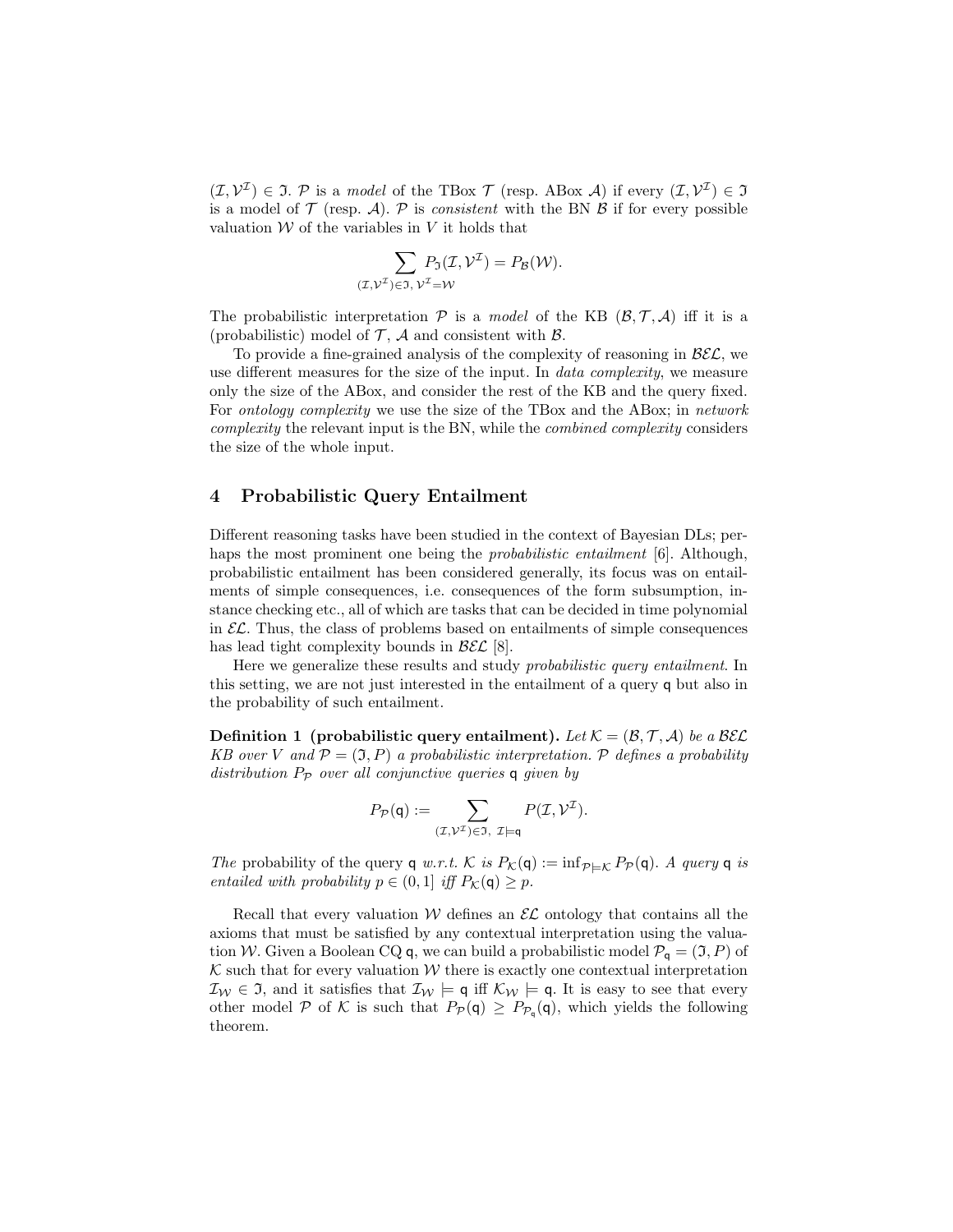$(\mathcal{I}, \mathcal{V}^{\mathcal{I}}) \in \mathfrak{I}$. $\mathcal{P}$ is a *model* of the TBox $\mathcal{T}$ (resp. ABox $\mathcal{A}$) if every $(\mathcal{I}, \mathcal{V}^{\mathcal{I}}) \in \mathfrak{I}$ is a model of $\mathcal{T}$ (resp. $\mathcal{A}$). $\mathcal{P}$ is *consistent* with the BN $\mathcal{B}$ if for every possible valuation $\mathcal{W}$ of the variables in $V$ it holds that

$$\sum_{(\mathcal{I}, \mathcal{V}^{\mathcal{I}}) \in \mathfrak{I},\, \mathcal{V}^{\mathcal{I}} = \mathcal{W}} P_{\mathfrak{I}}(\mathcal{I}, \mathcal{V}^{\mathcal{I}}) = P_{\mathcal{B}}(\mathcal{W}).$$

The probabilistic interpretation $\mathcal{P}$ is a *model* of the KB $(\mathcal{B}, \mathcal{T}, \mathcal{A})$ iff it is a (probabilistic) model of $\mathcal{T}$, $\mathcal{A}$ and consistent with $\mathcal{B}$.

To provide a fine-grained analysis of the complexity of reasoning in $\mathcal{BEL}$, we use different measures for the size of the input. In *data complexity*, we measure only the size of the ABox, and consider the rest of the KB and the query fixed. For *ontology complexity* we use the size of the TBox and the ABox; in *network complexity* the relevant input is the BN, while the *combined complexity* considers the size of the whole input.

## 4 Probabilistic Query Entailment

Different reasoning tasks have been studied in the context of Bayesian DLs; perhaps the most prominent one being the *probabilistic entailment* [6]. Although, probabilistic entailment has been considered generally, its focus was on entailments of simple consequences, i.e. consequences of the form subsumption, instance checking etc., all of which are tasks that can be decided in time polynomial in $\mathcal{EL}$. Thus, the class of problems based on entailments of simple consequences has lead tight complexity bounds in $\mathcal{BEL}$ [8].

Here we generalize these results and study *probabilistic query entailment*. In this setting, we are not just interested in the entailment of a query $\mathsf{q}$ but also in the probability of such entailment.

**Definition 1 (probabilistic query entailment).** *Let $\mathcal{K} = (\mathcal{B}, \mathcal{T}, \mathcal{A})$ be a $\mathcal{BEL}$ KB over $V$ and $\mathcal{P} = (\mathfrak{I}, P)$ a probabilistic interpretation. $\mathcal{P}$ defines a probability distribution $P_{\mathcal{P}}$ over all conjunctive queries $\mathsf{q}$ given by*

$$P_{\mathcal{P}}(\mathsf{q}) := \sum_{(\mathcal{I}, \mathcal{V}^{\mathcal{I}}) \in \mathfrak{I},\ \mathcal{I} \models \mathsf{q}} P(\mathcal{I}, \mathcal{V}^{\mathcal{I}}).$$

*The* probability of the query $\mathsf{q}$ *w.r.t.* $\mathcal{K}$ *is* $P_{\mathcal{K}}(\mathsf{q}) := \inf_{\mathcal{P} \models \mathcal{K}} P_{\mathcal{P}}(\mathsf{q})$. *A query* $\mathsf{q}$ *is entailed with probability* $p \in (0, 1]$ *iff* $P_{\mathcal{K}}(\mathsf{q}) \geq p$.

Recall that every valuation $\mathcal{W}$ defines an $\mathcal{EL}$ ontology that contains all the axioms that must be satisfied by any contextual interpretation using the valuation $\mathcal{W}$. Given a Boolean CQ $\mathsf{q}$, we can build a probabilistic model $\mathcal{P}_{\mathsf{q}} = (\mathfrak{I}, P)$ of $\mathcal{K}$ such that for every valuation $\mathcal{W}$ there is exactly one contextual interpretation $\mathcal{I}_{\mathcal{W}} \in \mathfrak{I}$, and it satisfies that $\mathcal{I}_{\mathcal{W}} \models \mathsf{q}$ iff $\mathcal{K}_{\mathcal{W}} \models \mathsf{q}$. It is easy to see that every other model $\mathcal{P}$ of $\mathcal{K}$ is such that $P_{\mathcal{P}}(\mathsf{q}) \geq P_{\mathcal{P}_{\mathsf{q}}}(\mathsf{q})$, which yields the following theorem.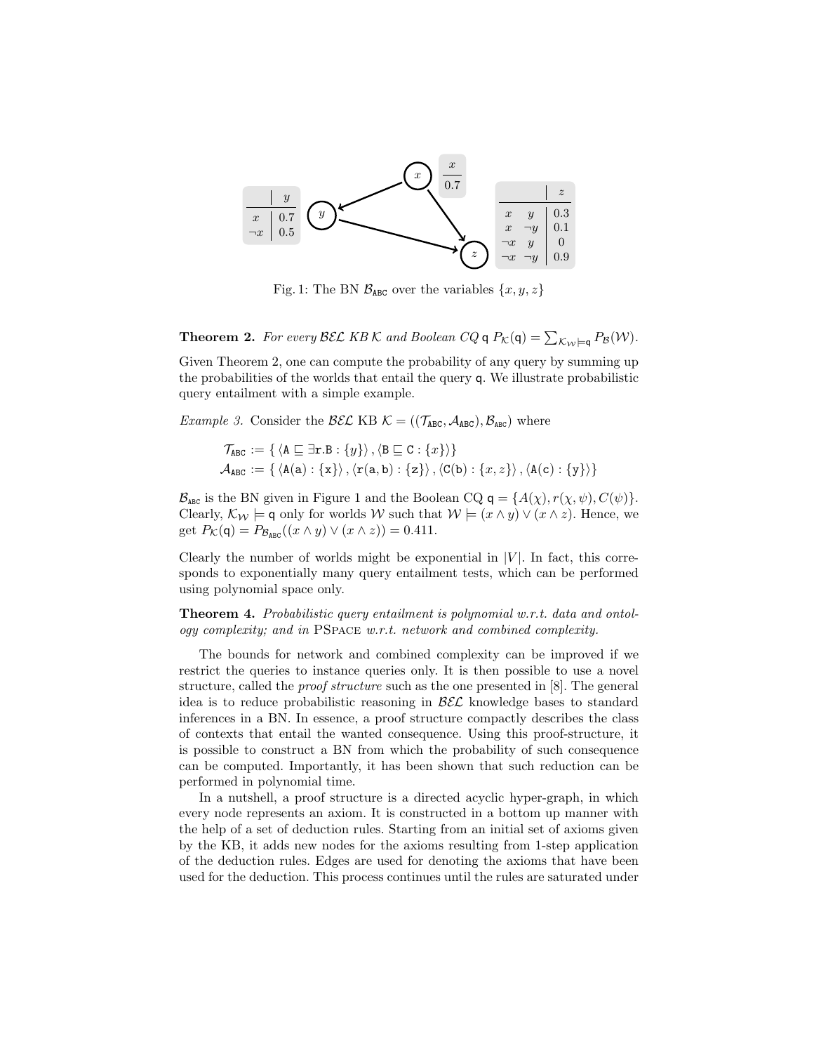|  | $y$ |
|---|---|
| $x$ | 0.7 |
| $\neg x$ | 0.5 |

| $x$ |
|---|
| 0.7 |

|  |  | $z$ |
|---|---|---|
| $x$ | $y$ | 0.3 |
| $x$ | $\neg y$ | 0.1 |
| $\neg x$ | $y$ | 0 |
| $\neg x$ | $\neg y$ | 0.9 |

Fig. 1: The BN $\mathcal{B}_{\texttt{ABC}}$ over the variables $\{x, y, z\}$

**Theorem 2.** *For every $\mathcal{BEL}$ KB $\mathcal{K}$ and Boolean CQ $\mathsf{q}$ $P_{\mathcal{K}}(\mathsf{q}) = \sum_{\mathcal{K}_{\mathcal{W}} \models \mathsf{q}} P_{\mathcal{B}}(\mathcal{W})$.*

Given Theorem 2, one can compute the probability of any query by summing up the probabilities of the worlds that entail the query $\mathsf{q}$. We illustrate probabilistic query entailment with a simple example.

*Example 3.* Consider the $\mathcal{BEL}$ KB $\mathcal{K} = ((\mathcal{T}_{\texttt{ABC}}, \mathcal{A}_{\texttt{ABC}}), \mathcal{B}_{\texttt{ABC}})$ where

$$\mathcal{T}_{\texttt{ABC}} := \{ \langle \texttt{A} \sqsubseteq \exists \texttt{r.B} : \{y\} \rangle, \langle \texttt{B} \sqsubseteq \texttt{C} : \{x\} \rangle \}$$
$$\mathcal{A}_{\texttt{ABC}} := \{ \langle \texttt{A(a)} : \{\texttt{x}\} \rangle, \langle \texttt{r(a,b)} : \{\texttt{z}\} \rangle, \langle \texttt{C(b)} : \{x, z\} \rangle, \langle \texttt{A(c)} : \{\texttt{y}\} \rangle \}$$

$\mathcal{B}_{\texttt{ABC}}$ is the BN given in Figure 1 and the Boolean CQ $\mathsf{q} = \{A(\chi), r(\chi, \psi), C(\psi)\}$. Clearly, $\mathcal{K}_{\mathcal{W}} \models \mathsf{q}$ only for worlds $\mathcal{W}$ such that $\mathcal{W} \models (x \wedge y) \vee (x \wedge z)$. Hence, we get $P_{\mathcal{K}}(\mathsf{q}) = P_{\mathcal{B}_{\texttt{ABC}}}((x \wedge y) \vee (x \wedge z)) = 0.411$.

Clearly the number of worlds might be exponential in $|V|$. In fact, this corresponds to exponentially many query entailment tests, which can be performed using polynomial space only.

**Theorem 4.** *Probabilistic query entailment is polynomial w.r.t. data and ontology complexity; and in* PSPACE *w.r.t. network and combined complexity.*

The bounds for network and combined complexity can be improved if we restrict the queries to instance queries only. It is then possible to use a novel structure, called the *proof structure* such as the one presented in [8]. The general idea is to reduce probabilistic reasoning in $\mathcal{BEL}$ knowledge bases to standard inferences in a BN. In essence, a proof structure compactly describes the class of contexts that entail the wanted consequence. Using this proof-structure, it is possible to construct a BN from which the probability of such consequence can be computed. Importantly, it has been shown that such reduction can be performed in polynomial time.

In a nutshell, a proof structure is a directed acyclic hyper-graph, in which every node represents an axiom. It is constructed in a bottom up manner with the help of a set of deduction rules. Starting from an initial set of axioms given by the KB, it adds new nodes for the axioms resulting from 1-step application of the deduction rules. Edges are used for denoting the axioms that have been used for the deduction. This process continues until the rules are saturated under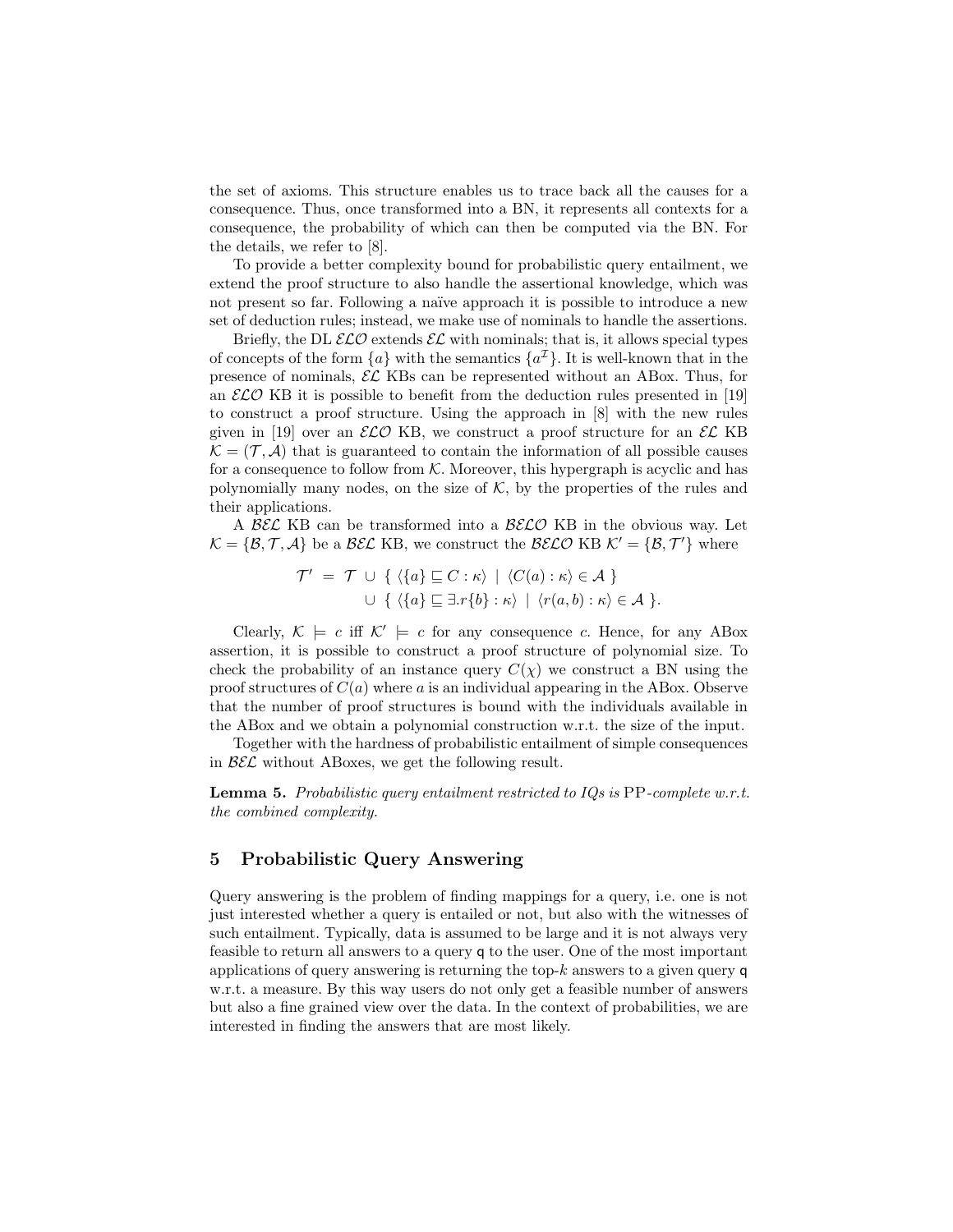the set of axioms. This structure enables us to trace back all the causes for a consequence. Thus, once transformed into a BN, it represents all contexts for a consequence, the probability of which can then be computed via the BN. For the details, we refer to [8].

To provide a better complexity bound for probabilistic query entailment, we extend the proof structure to also handle the assertional knowledge, which was not present so far. Following a naïve approach it is possible to introduce a new set of deduction rules; instead, we make use of nominals to handle the assertions.

Briefly, the DL $\mathcal{ELO}$ extends $\mathcal{EL}$ with nominals; that is, it allows special types of concepts of the form $\{a\}$ with the semantics $\{a^{\mathcal{I}}\}$. It is well-known that in the presence of nominals, $\mathcal{EL}$ KBs can be represented without an ABox. Thus, for an $\mathcal{ELO}$ KB it is possible to benefit from the deduction rules presented in [19] to construct a proof structure. Using the approach in [8] with the new rules given in [19] over an $\mathcal{ELO}$ KB, we construct a proof structure for an $\mathcal{EL}$ KB $\mathcal{K} = (\mathcal{T}, \mathcal{A})$ that is guaranteed to contain the information of all possible causes for a consequence to follow from $\mathcal{K}$. Moreover, this hypergraph is acyclic and has polynomially many nodes, on the size of $\mathcal{K}$, by the properties of the rules and their applications.

A $\mathcal{BEL}$ KB can be transformed into a $\mathcal{BELO}$ KB in the obvious way. Let $\mathcal{K} = \{\mathcal{B}, \mathcal{T}, \mathcal{A}\}$ be a $\mathcal{BEL}$ KB, we construct the $\mathcal{BELO}$ KB $\mathcal{K}' = \{\mathcal{B}, \mathcal{T}'\}$ where

$$
\begin{aligned}
\mathcal{T}' \; = \; \mathcal{T} \; &\cup \; \{ \; \langle \{a\} \sqsubseteq C : \kappa \rangle \; \mid \; \langle C(a) : \kappa \rangle \in \mathcal{A} \; \} \\
&\cup \; \{ \; \langle \{a\} \sqsubseteq \exists.r\{b\} : \kappa \rangle \; \mid \; \langle r(a,b) : \kappa \rangle \in \mathcal{A} \; \}.
\end{aligned}
$$

Clearly, $\mathcal{K} \models c$ iff $\mathcal{K}' \models c$ for any consequence $c$. Hence, for any ABox assertion, it is possible to construct a proof structure of polynomial size. To check the probability of an instance query $C(\chi)$ we construct a BN using the proof structures of $C(a)$ where $a$ is an individual appearing in the ABox. Observe that the number of proof structures is bound with the individuals available in the ABox and we obtain a polynomial construction w.r.t. the size of the input.

Together with the hardness of probabilistic entailment of simple consequences in $\mathcal{BEL}$ without ABoxes, we get the following result.

**Lemma 5.** *Probabilistic query entailment restricted to IQs is* PP*-complete w.r.t. the combined complexity.*

## 5 Probabilistic Query Answering

Query answering is the problem of finding mappings for a query, i.e. one is not just interested whether a query is entailed or not, but also with the witnesses of such entailment. Typically, data is assumed to be large and it is not always very feasible to return all answers to a query q to the user. One of the most important applications of query answering is returning the top-$k$ answers to a given query q w.r.t. a measure. By this way users do not only get a feasible number of answers but also a fine grained view over the data. In the context of probabilities, we are interested in finding the answers that are most likely.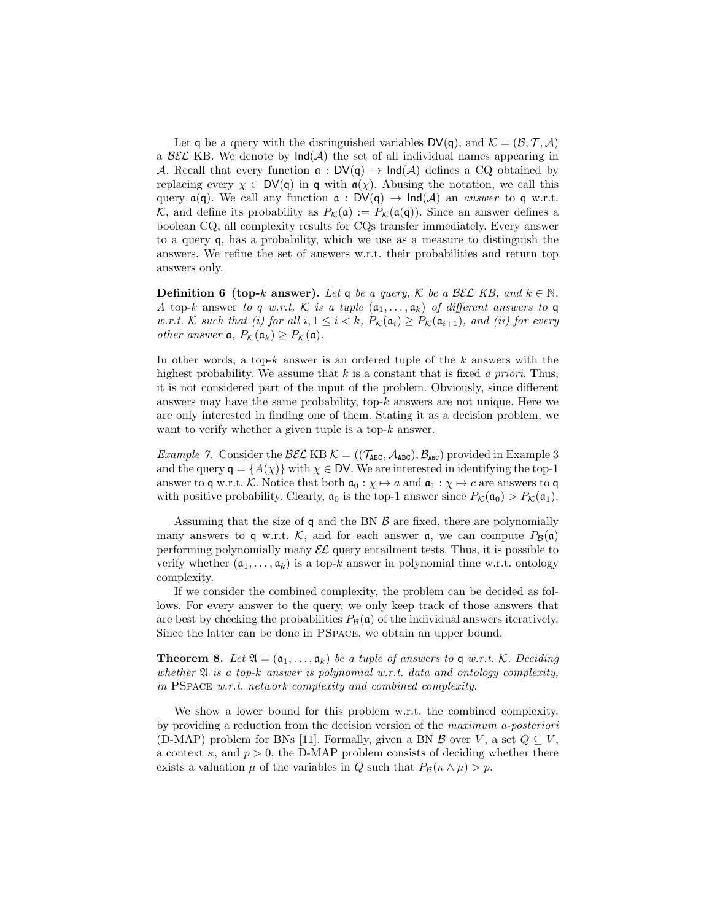Let $\mathsf{q}$ be a query with the distinguished variables $\mathsf{DV}(\mathsf{q})$, and $\mathcal{K} = (\mathcal{B}, \mathcal{T}, \mathcal{A})$ a $\mathcal{BEL}$ KB. We denote by $\mathsf{Ind}(\mathcal{A})$ the set of all individual names appearing in $\mathcal{A}$. Recall that every function $\mathfrak{a} : \mathsf{DV}(\mathsf{q}) \to \mathsf{Ind}(\mathcal{A})$ defines a CQ obtained by replacing every $\chi \in \mathsf{DV}(\mathsf{q})$ in $\mathsf{q}$ with $\mathfrak{a}(\chi)$. Abusing the notation, we call this query $\mathfrak{a}(\mathsf{q})$. We call any function $\mathfrak{a} : \mathsf{DV}(\mathsf{q}) \to \mathsf{Ind}(\mathcal{A})$ an *answer* to $\mathsf{q}$ w.r.t. $\mathcal{K}$, and define its probability as $P_{\mathcal{K}}(\mathfrak{a}) := P_{\mathcal{K}}(\mathfrak{a}(\mathsf{q}))$. Since an answer defines a boolean CQ, all complexity results for CQs transfer immediately. Every answer to a query $\mathsf{q}$, has a probability, which we use as a measure to distinguish the answers. We refine the set of answers w.r.t. their probabilities and return top answers only.

**Definition 6 (top-$k$ answer).** *Let $\mathsf{q}$ be a query, $\mathcal{K}$ be a $\mathcal{BEL}$ KB, and $k \in \mathbb{N}$. A* top-$k$ answer *to $q$ w.r.t. $\mathcal{K}$ is a tuple $(\mathfrak{a}_1, \ldots, \mathfrak{a}_k)$ of different answers to $\mathsf{q}$ w.r.t. $\mathcal{K}$ such that (i) for all $i, 1 \leq i < k$, $P_{\mathcal{K}}(\mathfrak{a}_i) \geq P_{\mathcal{K}}(\mathfrak{a}_{i+1})$, and (ii) for every other answer $\mathfrak{a}$, $P_{\mathcal{K}}(\mathfrak{a}_k) \geq P_{\mathcal{K}}(\mathfrak{a})$.*

In other words, a top-$k$ answer is an ordered tuple of the $k$ answers with the highest probability. We assume that $k$ is a constant that is fixed *a priori*. Thus, it is not considered part of the input of the problem. Obviously, since different answers may have the same probability, top-$k$ answers are not unique. Here we are only interested in finding one of them. Stating it as a decision problem, we want to verify whether a given tuple is a top-$k$ answer.

*Example 7.* Consider the $\mathcal{BEL}$ KB $\mathcal{K} = ((\mathcal{T}_{\mathtt{ABC}}, \mathcal{A}_{\mathtt{ABC}}), \mathcal{B}_{\mathtt{ABC}})$ provided in Example 3 and the query $\mathsf{q} = \{A(\chi)\}$ with $\chi \in \mathsf{DV}$. We are interested in identifying the top-1 answer to $\mathsf{q}$ w.r.t. $\mathcal{K}$. Notice that both $\mathfrak{a}_0 : \chi \mapsto a$ and $\mathfrak{a}_1 : \chi \mapsto c$ are answers to $\mathsf{q}$ with positive probability. Clearly, $\mathfrak{a}_0$ is the top-1 answer since $P_{\mathcal{K}}(\mathfrak{a}_0) > P_{\mathcal{K}}(\mathfrak{a}_1)$.

Assuming that the size of $\mathsf{q}$ and the BN $\mathcal{B}$ are fixed, there are polynomially many answers to $\mathsf{q}$ w.r.t. $\mathcal{K}$, and for each answer $\mathfrak{a}$, we can compute $P_{\mathcal{B}}(\mathfrak{a})$ performing polynomially many $\mathcal{EL}$ query entailment tests. Thus, it is possible to verify whether $(\mathfrak{a}_1, \ldots, \mathfrak{a}_k)$ is a top-$k$ answer in polynomial time w.r.t. ontology complexity.

If we consider the combined complexity, the problem can be decided as follows. For every answer to the query, we only keep track of those answers that are best by checking the probabilities $P_{\mathcal{B}}(\mathfrak{a})$ of the individual answers iteratively. Since the latter can be done in PSpace, we obtain an upper bound.

**Theorem 8.** *Let $\mathfrak{A} = (\mathfrak{a}_1, \ldots, \mathfrak{a}_k)$ be a tuple of answers to $\mathsf{q}$ w.r.t. $\mathcal{K}$. Deciding whether $\mathfrak{A}$ is a top-$k$ answer is polynomial w.r.t. data and ontology complexity, in* PSpace *w.r.t. network complexity and combined complexity.*

We show a lower bound for this problem w.r.t. the combined complexity. by providing a reduction from the decision version of the *maximum a-posteriori* (D-MAP) problem for BNs [11]. Formally, given a BN $\mathcal{B}$ over $V$, a set $Q \subseteq V$, a context $\kappa$, and $p > 0$, the D-MAP problem consists of deciding whether there exists a valuation $\mu$ of the variables in $Q$ such that $P_{\mathcal{B}}(\kappa \wedge \mu) > p$.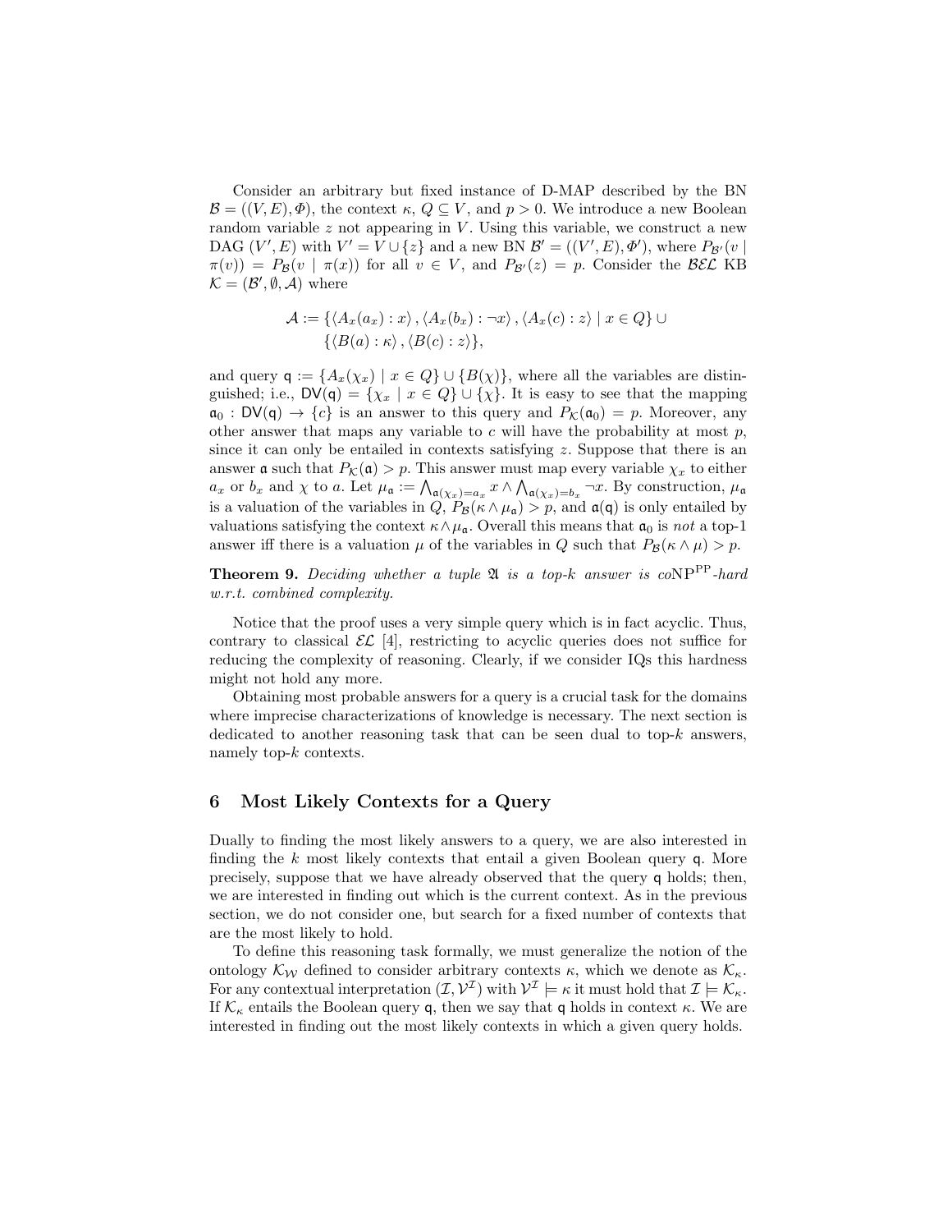Consider an arbitrary but fixed instance of D-MAP described by the BN $\mathcal{B} = ((V, E), \Phi)$, the context $\kappa$, $Q \subseteq V$, and $p > 0$. We introduce a new Boolean random variable $z$ not appearing in $V$. Using this variable, we construct a new DAG $(V', E)$ with $V' = V \cup \{z\}$ and a new BN $\mathcal{B}' = ((V', E), \Phi')$, where $P_{\mathcal{B}'}(v \mid \pi(v)) = P_{\mathcal{B}}(v \mid \pi(x))$ for all $v \in V$, and $P_{\mathcal{B}'}(z) = p$. Consider the $\mathcal{BEL}$ KB $\mathcal{K} = (\mathcal{B}', \emptyset, \mathcal{A})$ where

$$\mathcal{A} := \{\langle A_x(a_x) : x\rangle, \langle A_x(b_x) : \neg x\rangle, \langle A_x(c) : z\rangle \mid x \in Q\} \cup \{\langle B(a) : \kappa\rangle, \langle B(c) : z\rangle\},$$

and query $\mathsf{q} := \{A_x(\chi_x) \mid x \in Q\} \cup \{B(\chi)\}$, where all the variables are distinguished; i.e., $\mathsf{DV}(\mathsf{q}) = \{\chi_x \mid x \in Q\} \cup \{\chi\}$. It is easy to see that the mapping $\mathfrak{a}_0 : \mathsf{DV}(\mathsf{q}) \to \{c\}$ is an answer to this query and $P_{\mathcal{K}}(\mathfrak{a}_0) = p$. Moreover, any other answer that maps any variable to $c$ will have the probability at most $p$, since it can only be entailed in contexts satisfying $z$. Suppose that there is an answer $\mathfrak{a}$ such that $P_{\mathcal{K}}(\mathfrak{a}) > p$. This answer must map every variable $\chi_x$ to either $a_x$ or $b_x$ and $\chi$ to $a$. Let $\mu_{\mathfrak{a}} := \bigwedge_{\mathfrak{a}(\chi_x)=a_x} x \wedge \bigwedge_{\mathfrak{a}(\chi_x)=b_x} \neg x$. By construction, $\mu_{\mathfrak{a}}$ is a valuation of the variables in $Q$, $P_{\mathcal{B}}(\kappa \wedge \mu_{\mathfrak{a}}) > p$, and $\mathfrak{a}(\mathsf{q})$ is only entailed by valuations satisfying the context $\kappa \wedge \mu_{\mathfrak{a}}$. Overall this means that $\mathfrak{a}_0$ is *not* a top-1 answer iff there is a valuation $\mu$ of the variables in $Q$ such that $P_{\mathcal{B}}(\kappa \wedge \mu) > p$.

**Theorem 9.** *Deciding whether a tuple $\mathfrak{A}$ is a top-$k$ answer is co$\mathrm{NP}^{\mathrm{PP}}$-hard w.r.t. combined complexity.*

Notice that the proof uses a very simple query which is in fact acyclic. Thus, contrary to classical $\mathcal{EL}$ [4], restricting to acyclic queries does not suffice for reducing the complexity of reasoning. Clearly, if we consider IQs this hardness might not hold any more.

Obtaining most probable answers for a query is a crucial task for the domains where imprecise characterizations of knowledge is necessary. The next section is dedicated to another reasoning task that can be seen dual to top-$k$ answers, namely top-$k$ contexts.

## 6 Most Likely Contexts for a Query

Dually to finding the most likely answers to a query, we are also interested in finding the $k$ most likely contexts that entail a given Boolean query $\mathsf{q}$. More precisely, suppose that we have already observed that the query $\mathsf{q}$ holds; then, we are interested in finding out which is the current context. As in the previous section, we do not consider one, but search for a fixed number of contexts that are the most likely to hold.

To define this reasoning task formally, we must generalize the notion of the ontology $\mathcal{K}_{\mathcal{W}}$ defined to consider arbitrary contexts $\kappa$, which we denote as $\mathcal{K}_\kappa$. For any contextual interpretation $(\mathcal{I}, \mathcal{V}^{\mathcal{I}})$ with $\mathcal{V}^{\mathcal{I}} \models \kappa$ it must hold that $\mathcal{I} \models \mathcal{K}_\kappa$. If $\mathcal{K}_\kappa$ entails the Boolean query $\mathsf{q}$, then we say that $\mathsf{q}$ holds in context $\kappa$. We are interested in finding out the most likely contexts in which a given query holds.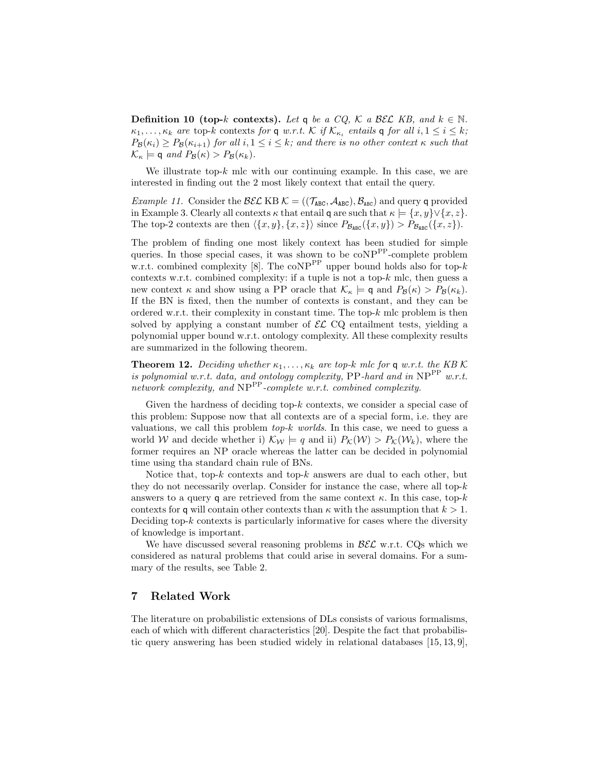**Definition 10 (top-$k$ contexts).** *Let* $\mathsf{q}$ *be a CQ,* $\mathcal{K}$ *a* $\mathcal{BEL}$ *KB, and* $k \in \mathbb{N}$. $\kappa_1, \ldots, \kappa_k$ *are* top-$k$ contexts *for* $\mathsf{q}$ *w.r.t.* $\mathcal{K}$ *if* $\mathcal{K}_{\kappa_i}$ *entails* $\mathsf{q}$ *for all* $i, 1 \leq i \leq k$*;* $P_{\mathcal{B}}(\kappa_i) \geq P_{\mathcal{B}}(\kappa_{i+1})$ *for all* $i, 1 \leq i \leq k$*; and there is no other context* $\kappa$ *such that* $\mathcal{K}_\kappa \models \mathsf{q}$ *and* $P_{\mathcal{B}}(\kappa) > P_{\mathcal{B}}(\kappa_k)$.

We illustrate top-$k$ mlc with our continuing example. In this case, we are interested in finding out the 2 most likely context that entail the query.

*Example 11.* Consider the $\mathcal{BEL}$ KB $\mathcal{K} = ((\mathcal{T}_{\mathtt{ABC}}, \mathcal{A}_{\mathtt{ABC}}), \mathcal{B}_{\mathtt{ABC}})$ and query $\mathsf{q}$ provided in Example 3. Clearly all contexts $\kappa$ that entail $\mathsf{q}$ are such that $\kappa \models \{x, y\} \vee \{x, z\}$. The top-2 contexts are then $\langle \{x, y\}, \{x, z\} \rangle$ since $P_{\mathcal{B}_{\mathtt{ABC}}}(\{x, y\}) > P_{\mathcal{B}_{\mathtt{ABC}}}(\{x, z\})$.

The problem of finding one most likely context has been studied for simple queries. In those special cases, it was shown to be $\text{coNP}^{\text{PP}}$-complete problem w.r.t. combined complexity [8]. The $\text{coNP}^{\text{PP}}$ upper bound holds also for top-$k$ contexts w.r.t. combined complexity: if a tuple is not a top-$k$ mlc, then guess a new context $\kappa$ and show using a PP oracle that $\mathcal{K}_\kappa \models \mathsf{q}$ and $P_{\mathcal{B}}(\kappa) > P_{\mathcal{B}}(\kappa_k)$. If the BN is fixed, then the number of contexts is constant, and they can be ordered w.r.t. their complexity in constant time. The top-$k$ mlc problem is then solved by applying a constant number of $\mathcal{EL}$ CQ entailment tests, yielding a polynomial upper bound w.r.t. ontology complexity. All these complexity results are summarized in the following theorem.

**Theorem 12.** *Deciding whether* $\kappa_1, \ldots, \kappa_k$ *are top-$k$ mlc for* $\mathsf{q}$ *w.r.t. the KB* $\mathcal{K}$ *is polynomial w.r.t. data, and ontology complexity,* PP*-hard and in* $\text{NP}^{\text{PP}}$ *w.r.t. network complexity, and* $\text{NP}^{\text{PP}}$*-complete w.r.t. combined complexity.*

Given the hardness of deciding top-$k$ contexts, we consider a special case of this problem: Suppose now that all contexts are of a special form, i.e. they are valuations, we call this problem *top-$k$ worlds*. In this case, we need to guess a world $\mathcal{W}$ and decide whether i) $\mathcal{K}_\mathcal{W} \models q$ and ii) $P_\mathcal{K}(\mathcal{W}) > P_\mathcal{K}(\mathcal{W}_k)$, where the former requires an NP oracle whereas the latter can be decided in polynomial time using tha standard chain rule of BNs.

Notice that, top-$k$ contexts and top-$k$ answers are dual to each other, but they do not necessarily overlap. Consider for instance the case, where all top-$k$ answers to a query $\mathsf{q}$ are retrieved from the same context $\kappa$. In this case, top-$k$ contexts for $\mathsf{q}$ will contain other contexts than $\kappa$ with the assumption that $k > 1$. Deciding top-$k$ contexts is particularly informative for cases where the diversity of knowledge is important.

We have discussed several reasoning problems in $\mathcal{BEL}$ w.r.t. CQs which we considered as natural problems that could arise in several domains. For a summary of the results, see Table 2.

## 7 Related Work

The literature on probabilistic extensions of DLs consists of various formalisms, each of which with different characteristics [20]. Despite the fact that probabilistic query answering has been studied widely in relational databases [15, 13, 9],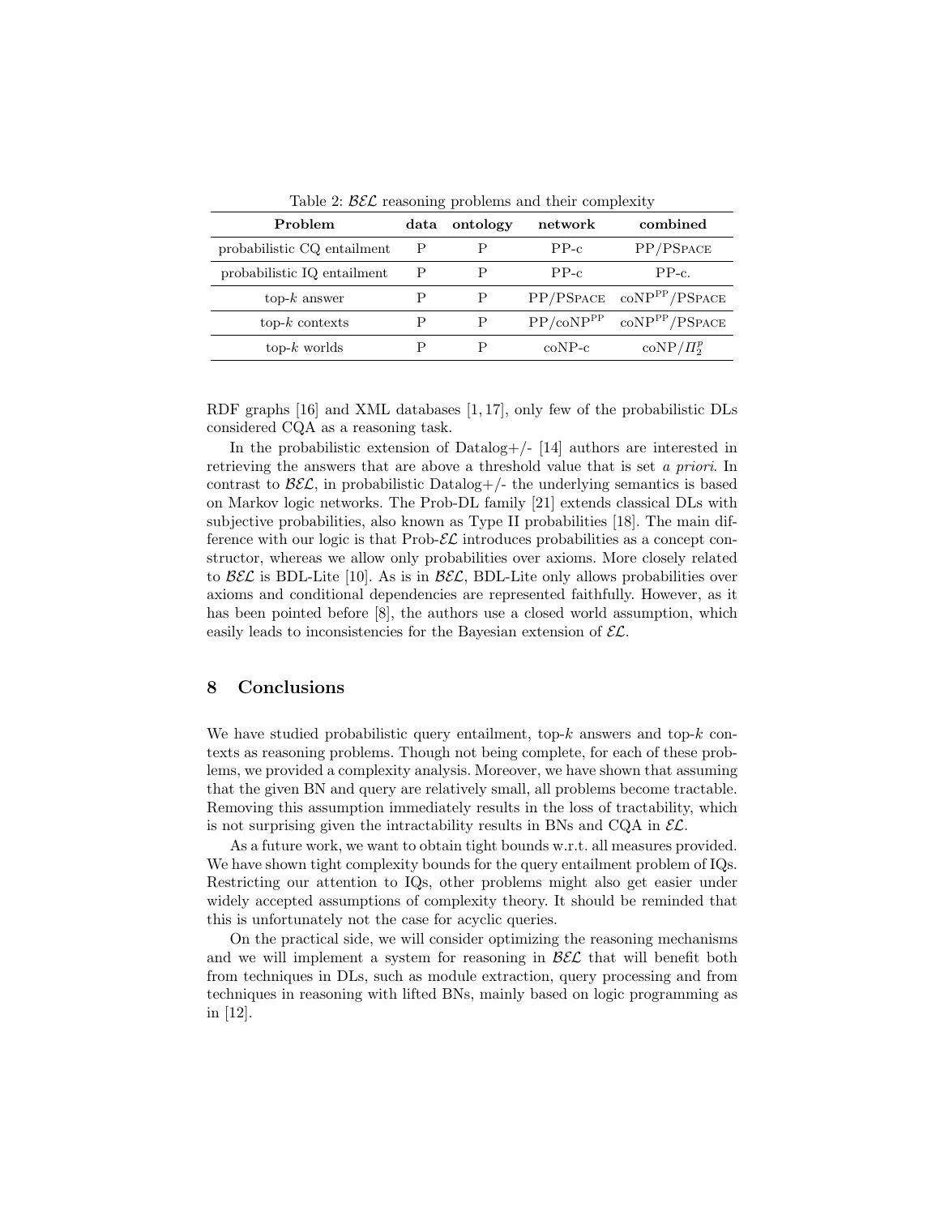Table 2: $\mathcal{BEL}$ reasoning problems and their complexity

| Problem | data | ontology | network | combined |
|---|---|---|---|---|
| probabilistic CQ entailment | P | P | PP-c | PP/PSPACE |
| probabilistic IQ entailment | P | P | PP-c | PP-c. |
| top-$k$ answer | P | P | PP/PSPACE | $\text{coNP}^{\text{PP}}$/PSPACE |
| top-$k$ contexts | P | P | PP/$\text{coNP}^{\text{PP}}$ | $\text{coNP}^{\text{PP}}$/PSPACE |
| top-$k$ worlds | P | P | coNP-c | coNP/$\Pi_2^p$ |

RDF graphs [16] and XML databases [1, 17], only few of the probabilistic DLs considered CQA as a reasoning task.

In the probabilistic extension of Datalog+/- [14] authors are interested in retrieving the answers that are above a threshold value that is set *a priori*. In contrast to $\mathcal{BEL}$, in probabilistic Datalog+/- the underlying semantics is based on Markov logic networks. The Prob-DL family [21] extends classical DLs with subjective probabilities, also known as Type II probabilities [18]. The main difference with our logic is that Prob-$\mathcal{EL}$ introduces probabilities as a concept constructor, whereas we allow only probabilities over axioms. More closely related to $\mathcal{BEL}$ is BDL-Lite [10]. As is in $\mathcal{BEL}$, BDL-Lite only allows probabilities over axioms and conditional dependencies are represented faithfully. However, as it has been pointed before [8], the authors use a closed world assumption, which easily leads to inconsistencies for the Bayesian extension of $\mathcal{EL}$.

## 8 Conclusions

We have studied probabilistic query entailment, top-$k$ answers and top-$k$ contexts as reasoning problems. Though not being complete, for each of these problems, we provided a complexity analysis. Moreover, we have shown that assuming that the given BN and query are relatively small, all problems become tractable. Removing this assumption immediately results in the loss of tractability, which is not surprising given the intractability results in BNs and CQA in $\mathcal{EL}$.

As a future work, we want to obtain tight bounds w.r.t. all measures provided. We have shown tight complexity bounds for the query entailment problem of IQs. Restricting our attention to IQs, other problems might also get easier under widely accepted assumptions of complexity theory. It should be reminded that this is unfortunately not the case for acyclic queries.

On the practical side, we will consider optimizing the reasoning mechanisms and we will implement a system for reasoning in $\mathcal{BEL}$ that will benefit both from techniques in DLs, such as module extraction, query processing and from techniques in reasoning with lifted BNs, mainly based on logic programming as in [12].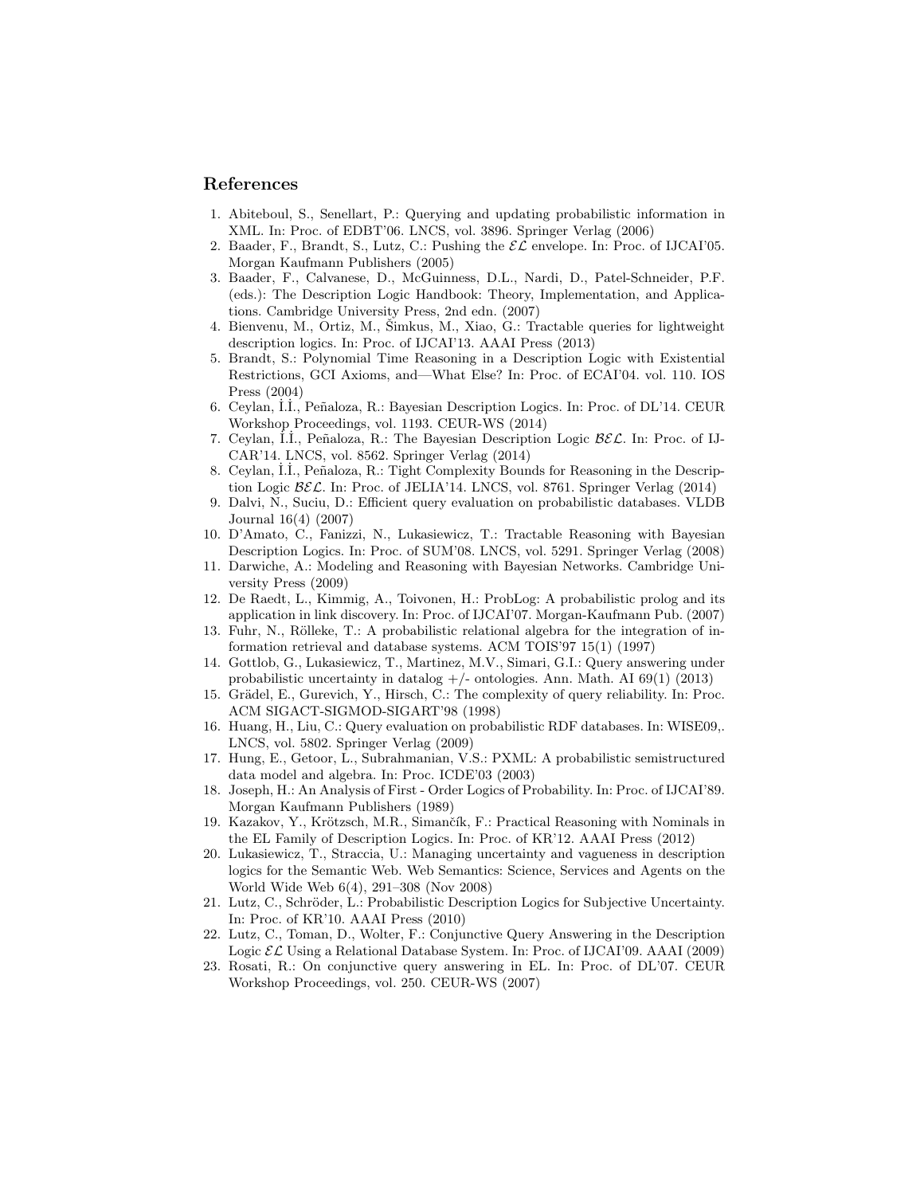## References

1. Abiteboul, S., Senellart, P.: Querying and updating probabilistic information in XML. In: Proc. of EDBT'06. LNCS, vol. 3896. Springer Verlag (2006)
2. Baader, F., Brandt, S., Lutz, C.: Pushing the $\mathcal{EL}$ envelope. In: Proc. of IJCAI'05. Morgan Kaufmann Publishers (2005)
3. Baader, F., Calvanese, D., McGuinness, D.L., Nardi, D., Patel-Schneider, P.F. (eds.): The Description Logic Handbook: Theory, Implementation, and Applications. Cambridge University Press, 2nd edn. (2007)
4. Bienvenu, M., Ortiz, M., Šimkus, M., Xiao, G.: Tractable queries for lightweight description logics. In: Proc. of IJCAI'13. AAAI Press (2013)
5. Brandt, S.: Polynomial Time Reasoning in a Description Logic with Existential Restrictions, GCI Axioms, and—What Else? In: Proc. of ECAI'04. vol. 110. IOS Press (2004)
6. Ceylan, İ.İ., Peñaloza, R.: Bayesian Description Logics. In: Proc. of DL'14. CEUR Workshop Proceedings, vol. 1193. CEUR-WS (2014)
7. Ceylan, İ.İ., Peñaloza, R.: The Bayesian Description Logic $\mathcal{BEL}$. In: Proc. of IJCAR'14. LNCS, vol. 8562. Springer Verlag (2014)
8. Ceylan, İ.İ., Peñaloza, R.: Tight Complexity Bounds for Reasoning in the Description Logic $\mathcal{BEL}$. In: Proc. of JELIA'14. LNCS, vol. 8761. Springer Verlag (2014)
9. Dalvi, N., Suciu, D.: Efficient query evaluation on probabilistic databases. VLDB Journal 16(4) (2007)
10. D'Amato, C., Fanizzi, N., Lukasiewicz, T.: Tractable Reasoning with Bayesian Description Logics. In: Proc. of SUM'08. LNCS, vol. 5291. Springer Verlag (2008)
11. Darwiche, A.: Modeling and Reasoning with Bayesian Networks. Cambridge University Press (2009)
12. De Raedt, L., Kimmig, A., Toivonen, H.: ProbLog: A probabilistic prolog and its application in link discovery. In: Proc. of IJCAI'07. Morgan-Kaufmann Pub. (2007)
13. Fuhr, N., Rölleke, T.: A probabilistic relational algebra for the integration of information retrieval and database systems. ACM TOIS'97 15(1) (1997)
14. Gottlob, G., Lukasiewicz, T., Martinez, M.V., Simari, G.I.: Query answering under probabilistic uncertainty in datalog +/- ontologies. Ann. Math. AI 69(1) (2013)
15. Grädel, E., Gurevich, Y., Hirsch, C.: The complexity of query reliability. In: Proc. ACM SIGACT-SIGMOD-SIGART'98 (1998)
16. Huang, H., Liu, C.: Query evaluation on probabilistic RDF databases. In: WISE09,. LNCS, vol. 5802. Springer Verlag (2009)
17. Hung, E., Getoor, L., Subrahmanian, V.S.: PXML: A probabilistic semistructured data model and algebra. In: Proc. ICDE'03 (2003)
18. Joseph, H.: An Analysis of First - Order Logics of Probability. In: Proc. of IJCAI'89. Morgan Kaufmann Publishers (1989)
19. Kazakov, Y., Krötzsch, M.R., Simančík, F.: Practical Reasoning with Nominals in the EL Family of Description Logics. In: Proc. of KR'12. AAAI Press (2012)
20. Lukasiewicz, T., Straccia, U.: Managing uncertainty and vagueness in description logics for the Semantic Web. Web Semantics: Science, Services and Agents on the World Wide Web 6(4), 291–308 (Nov 2008)
21. Lutz, C., Schröder, L.: Probabilistic Description Logics for Subjective Uncertainty. In: Proc. of KR'10. AAAI Press (2010)
22. Lutz, C., Toman, D., Wolter, F.: Conjunctive Query Answering in the Description Logic $\mathcal{EL}$ Using a Relational Database System. In: Proc. of IJCAI'09. AAAI (2009)
23. Rosati, R.: On conjunctive query answering in EL. In: Proc. of DL'07. CEUR Workshop Proceedings, vol. 250. CEUR-WS (2007)